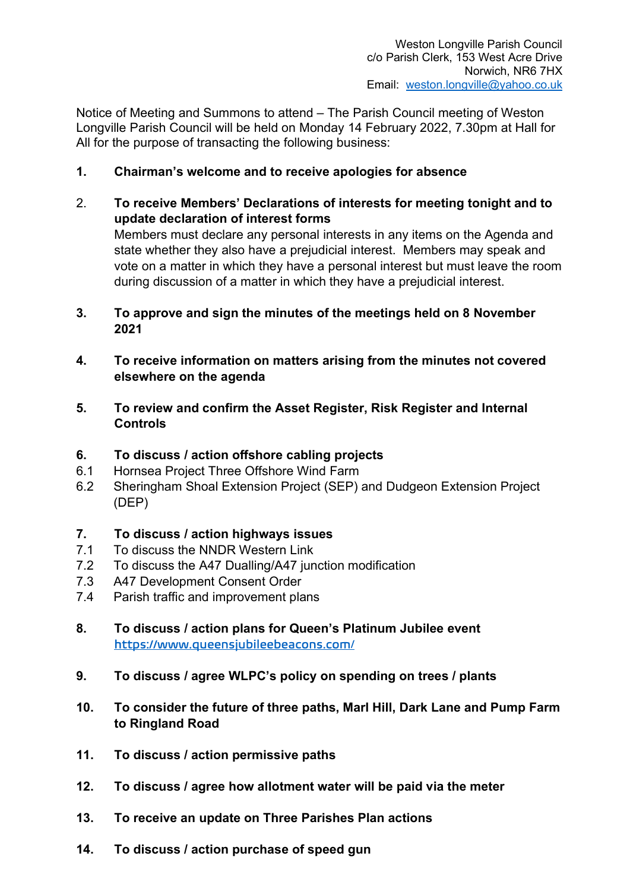Weston Longville Parish Council
c/o Parish Clerk, 153 West Acre Drive
Norwich, NR6 7HX
Email: weston.longville@yahoo.co.uk

Notice of Meeting and Summons to attend – The Parish Council meeting of Weston Longville Parish Council will be held on Monday 14 February 2022, 7.30pm at Hall for All for the purpose of transacting the following business:

1. **Chairman's welcome and to receive apologies for absence**

2. **To receive Members' Declarations of interests for meeting tonight and to update declaration of interest forms**
   Members must declare any personal interests in any items on the Agenda and state whether they also have a prejudicial interest. Members may speak and vote on a matter in which they have a personal interest but must leave the room during discussion of a matter in which they have a prejudicial interest.

3. **To approve and sign the minutes of the meetings held on 8 November 2021**

4. **To receive information on matters arising from the minutes not covered elsewhere on the agenda**

5. **To review and confirm the Asset Register, Risk Register and Internal Controls**

6. **To discuss / action offshore cabling projects**
   - 6.1 Hornsea Project Three Offshore Wind Farm
   - 6.2 Sheringham Shoal Extension Project (SEP) and Dudgeon Extension Project (DEP)

7. **To discuss / action highways issues**
   - 7.1 To discuss the NNDR Western Link
   - 7.2 To discuss the A47 Dualling/A47 junction modification
   - 7.3 A47 Development Consent Order
   - 7.4 Parish traffic and improvement plans

8. **To discuss / action plans for Queen's Platinum Jubilee event**
   https://www.queensjubileebeacons.com/

9. **To discuss / agree WLPC's policy on spending on trees / plants**

10. **To consider the future of three paths, Marl Hill, Dark Lane and Pump Farm to Ringland Road**

11. **To discuss / action permissive paths**

12. **To discuss / agree how allotment water will be paid via the meter**

13. **To receive an update on Three Parishes Plan actions**

14. **To discuss / action purchase of speed gun**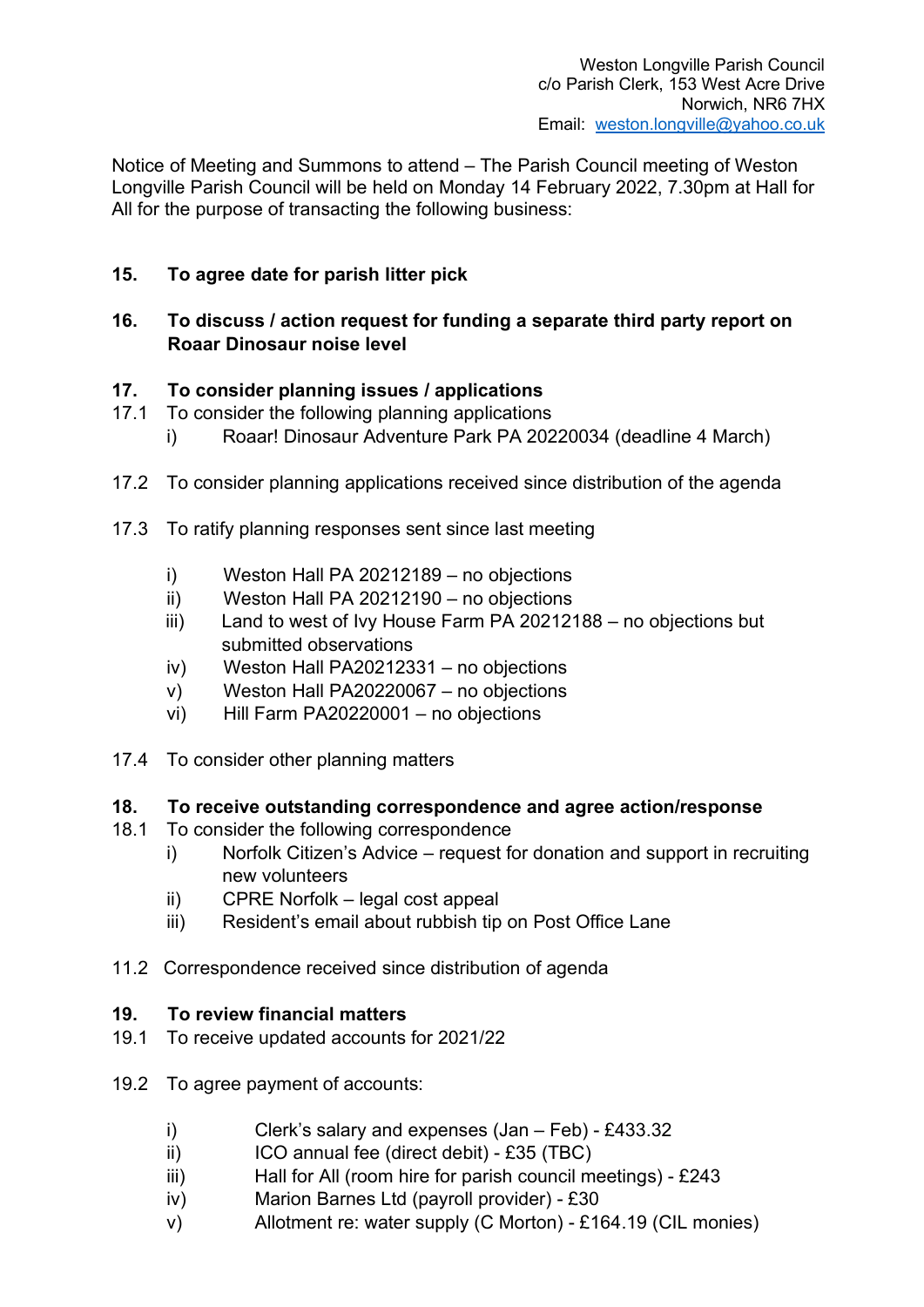Weston Longville Parish Council
c/o Parish Clerk, 153 West Acre Drive
Norwich, NR6 7HX
Email: weston.longville@yahoo.co.uk

Notice of Meeting and Summons to attend – The Parish Council meeting of Weston Longville Parish Council will be held on Monday 14 February 2022, 7.30pm at Hall for All for the purpose of transacting the following business:

**15. To agree date for parish litter pick**

**16. To discuss / action request for funding a separate third party report on Roaar Dinosaur noise level**

**17. To consider planning issues / applications**

17.1 To consider the following planning applications

- i) Roaar! Dinosaur Adventure Park PA 20220034 (deadline 4 March)

17.2 To consider planning applications received since distribution of the agenda

17.3 To ratify planning responses sent since last meeting

- i) Weston Hall PA 20212189 – no objections
- ii) Weston Hall PA 20212190 – no objections
- iii) Land to west of Ivy House Farm PA 20212188 – no objections but submitted observations
- iv) Weston Hall PA20212331 – no objections
- v) Weston Hall PA20220067 – no objections
- vi) Hill Farm PA20220001 – no objections

17.4 To consider other planning matters

**18. To receive outstanding correspondence and agree action/response**

18.1 To consider the following correspondence

- i) Norfolk Citizen's Advice – request for donation and support in recruiting new volunteers
- ii) CPRE Norfolk – legal cost appeal
- iii) Resident's email about rubbish tip on Post Office Lane

11.2 Correspondence received since distribution of agenda

**19. To review financial matters**

19.1 To receive updated accounts for 2021/22

19.2 To agree payment of accounts:

- i) Clerk's salary and expenses (Jan – Feb) - £433.32
- ii) ICO annual fee (direct debit) - £35 (TBC)
- iii) Hall for All (room hire for parish council meetings) - £243
- iv) Marion Barnes Ltd (payroll provider) - £30
- v) Allotment re: water supply (C Morton) - £164.19 (CIL monies)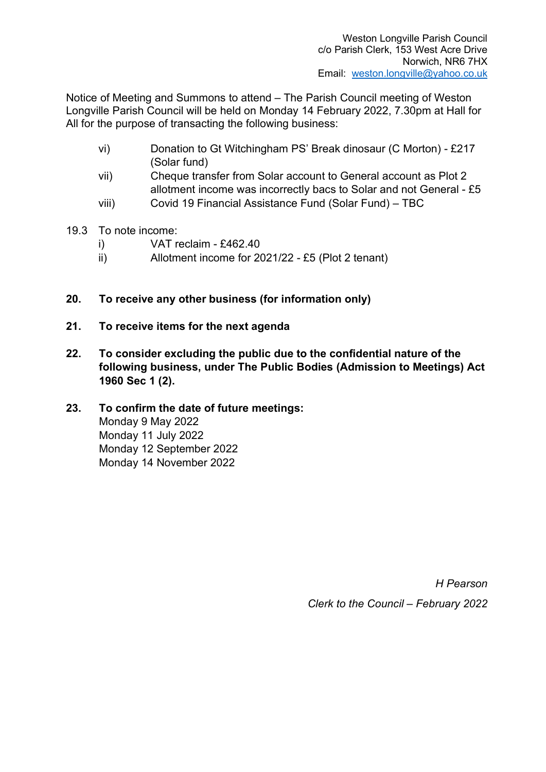Weston Longville Parish Council
c/o Parish Clerk, 153 West Acre Drive
Norwich, NR6 7HX
Email: weston.longville@yahoo.co.uk

Notice of Meeting and Summons to attend – The Parish Council meeting of Weston Longville Parish Council will be held on Monday 14 February 2022, 7.30pm at Hall for All for the purpose of transacting the following business:

vi) Donation to Gt Witchingham PS' Break dinosaur (C Morton) - £217 (Solar fund)

vii) Cheque transfer from Solar account to General account as Plot 2 allotment income was incorrectly bacs to Solar and not General - £5

viii) Covid 19 Financial Assistance Fund (Solar Fund) – TBC

19.3 To note income:

i) VAT reclaim - £462.40

ii) Allotment income for 2021/22 - £5 (Plot 2 tenant)

**20. To receive any other business (for information only)**

**21. To receive items for the next agenda**

**22. To consider excluding the public due to the confidential nature of the following business, under The Public Bodies (Admission to Meetings) Act 1960 Sec 1 (2).**

**23. To confirm the date of future meetings:**

Monday 9 May 2022
Monday 11 July 2022
Monday 12 September 2022
Monday 14 November 2022

*H Pearson*

*Clerk to the Council – February 2022*